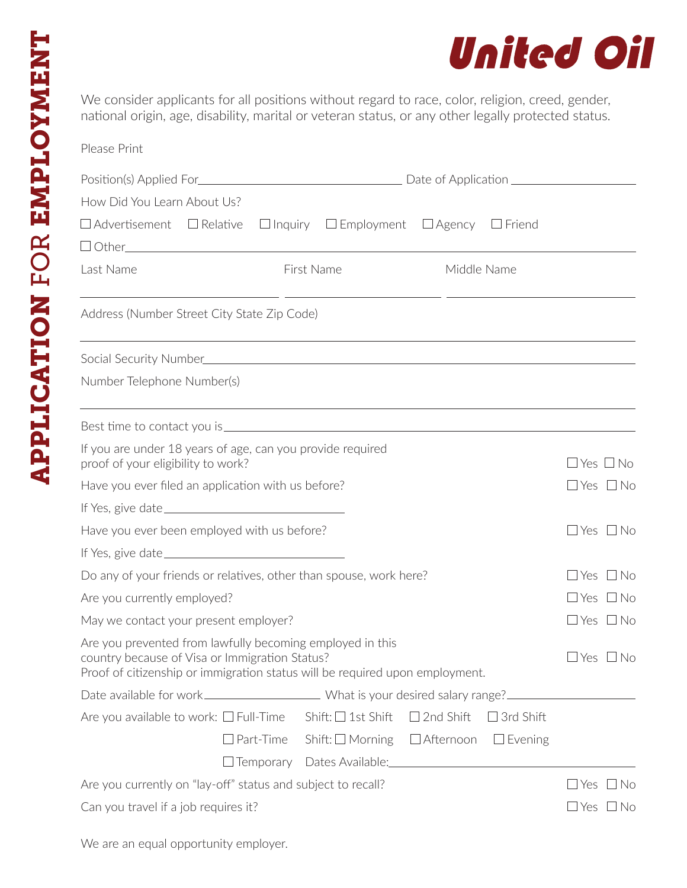# United Oil

**APPLICATION FOR EMPLOYMENT**

We consider applicants for all positions without regard to race, color, religion, creed, gender, national origin, age, disability, marital or veteran status, or any other legally protected status.

Please Print

Position(s) Applied For\_\_\_\_\_\_\_\_\_\_\_\_\_\_\_\_\_\_\_\_ Date of Application \_\_\_\_\_\_\_\_\_\_\_\_\_\_\_\_\_\_\_\_

How Did You Learn About Us?

☐ Advertisement ☐ Relative ☐ Inquiry ☐ Employment ☐ Agency ☐ Friend

☐ Other\_\_\_\_\_\_\_\_\_\_\_\_\_\_\_\_\_\_\_\_

Last Name \_\_\_\_\_\_\_\_\_\_\_\_\_\_\_\_\_\_\_\_ First Name \_\_\_\_\_\_\_\_\_\_\_\_\_\_\_\_\_\_\_\_ Middle Name \_\_\_\_\_\_\_\_\_\_\_\_\_\_\_\_\_\_\_\_

Address (Number Street City State Zip Code)

\_\_\_\_\_\_\_\_\_\_\_\_\_\_\_\_\_\_\_\_\_\_\_\_\_\_\_\_\_\_\_\_\_\_\_\_\_\_\_\_

Social Security Number\_\_\_\_\_\_\_\_\_\_\_\_\_\_\_\_\_\_\_\_

Number Telephone Number(s)

\_\_\_\_\_\_\_\_\_\_\_\_\_\_\_\_\_\_\_\_\_\_\_\_\_\_\_\_\_\_\_\_\_\_\_\_\_\_\_\_

Best time to contact you is\_\_\_\_\_\_\_\_\_\_\_\_\_\_\_\_\_\_\_\_

If you are under 18 years of age, can you provide required proof of your eligibility to work? ☐ Yes ☐ No

Have you ever filed an application with us before? ☐ Yes ☐ No

If Yes, give date\_\_\_\_\_\_\_\_\_\_\_\_\_\_\_\_\_\_\_\_

Have you ever been employed with us before? ☐ Yes ☐ No

If Yes, give date\_\_\_\_\_\_\_\_\_\_\_\_\_\_\_\_\_\_\_\_

Do any of your friends or relatives, other than spouse, work here? ☐ Yes ☐ No

Are you currently employed? ☐ Yes ☐ No

May we contact your present employer? ☐ Yes ☐ No

Are you prevented from lawfully becoming employed in this country because of Visa or Immigration Status? ☐ Yes ☐ No
Proof of citizenship or immigration status will be required upon employment.

Date available for work\_\_\_\_\_\_\_\_\_\_\_\_\_\_\_\_\_\_\_\_ What is your desired salary range?\_\_\_\_\_\_\_\_\_\_\_\_\_\_\_\_\_\_\_\_

Are you available to work: ☐ Full-Time Shift: ☐ 1st Shift ☐ 2nd Shift ☐ 3rd Shift

☐ Part-Time Shift: ☐ Morning ☐ Afternoon ☐ Evening

☐ Temporary Dates Available:\_\_\_\_\_\_\_\_\_\_\_\_\_\_\_\_\_\_\_\_

Are you currently on "lay-off" status and subject to recall? ☐ Yes ☐ No

Can you travel if a job requires it? ☐ Yes ☐ No

We are an equal opportunity employer.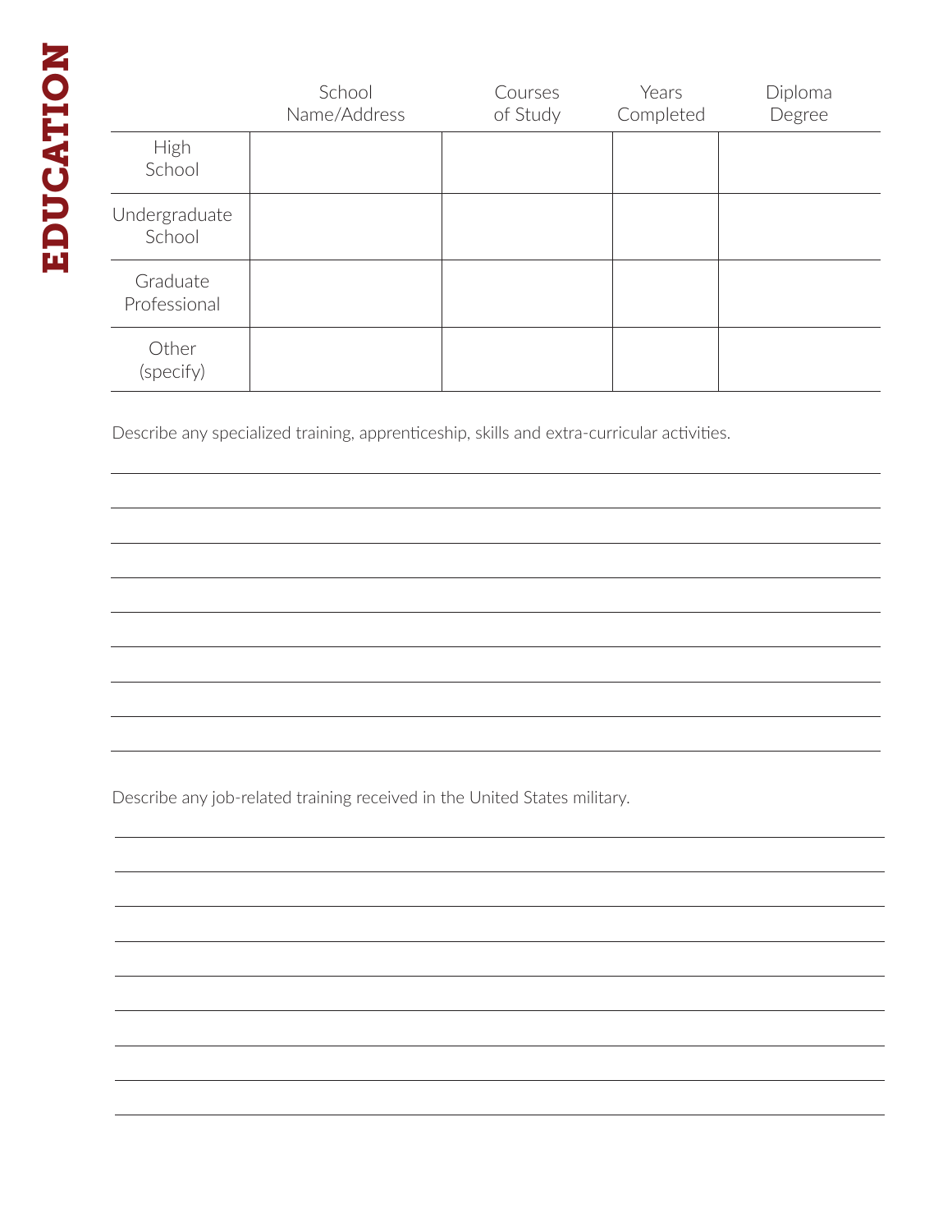# EDUCATION

| | School Name/Address | Courses of Study | Years Completed | Diploma Degree |
|---|---|---|---|---|
| High School | | | | |
| Undergraduate School | | | | |
| Graduate Professional | | | | |
| Other (specify) | | | | |

Describe any specialized training, apprenticeship, skills and extra-curricular activities.

Describe any job-related training received in the United States military.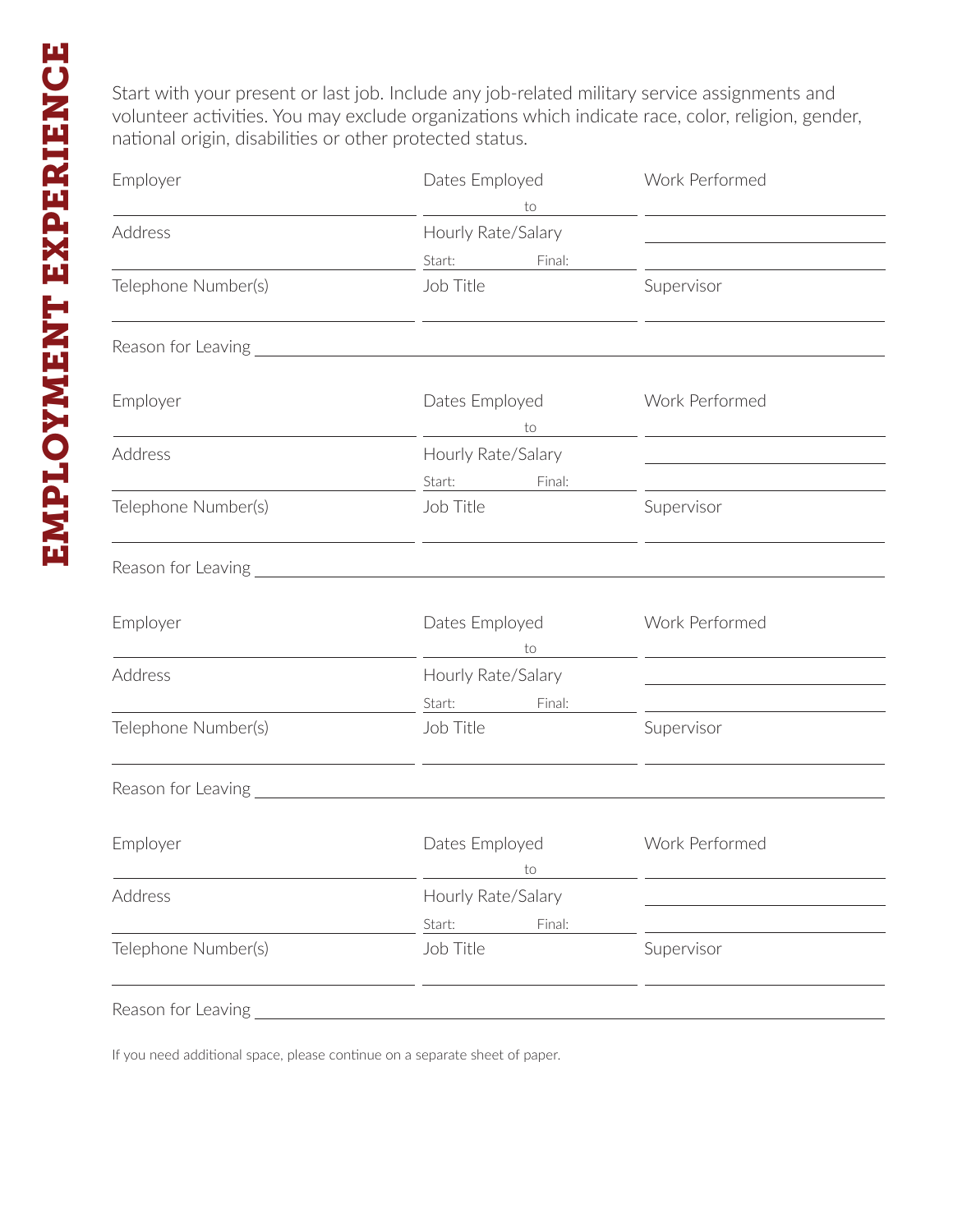# EMPLOYMENT EXPERIENCE

Start with your present or last job. Include any job-related military service assignments and volunteer activities. You may exclude organizations which indicate race, color, religion, gender, national origin, disabilities or other protected status.

| Employer | Dates Employed | Work Performed |
|---|---|---|
| | to | |
| Address | Hourly Rate/Salary | |
| | Start: Final: | |
| Telephone Number(s) | Job Title | Supervisor |
| | | |

Reason for Leaving ______________________________

| Employer | Dates Employed | Work Performed |
|---|---|---|
| | to | |
| Address | Hourly Rate/Salary | |
| | Start: Final: | |
| Telephone Number(s) | Job Title | Supervisor |
| | | |

Reason for Leaving ______________________________

| Employer | Dates Employed | Work Performed |
|---|---|---|
| | to | |
| Address | Hourly Rate/Salary | |
| | Start: Final: | |
| Telephone Number(s) | Job Title | Supervisor |
| | | |

Reason for Leaving ______________________________

| Employer | Dates Employed | Work Performed |
|---|---|---|
| | to | |
| Address | Hourly Rate/Salary | |
| | Start: Final: | |
| Telephone Number(s) | Job Title | Supervisor |
| | | |

Reason for Leaving ______________________________

If you need additional space, please continue on a separate sheet of paper.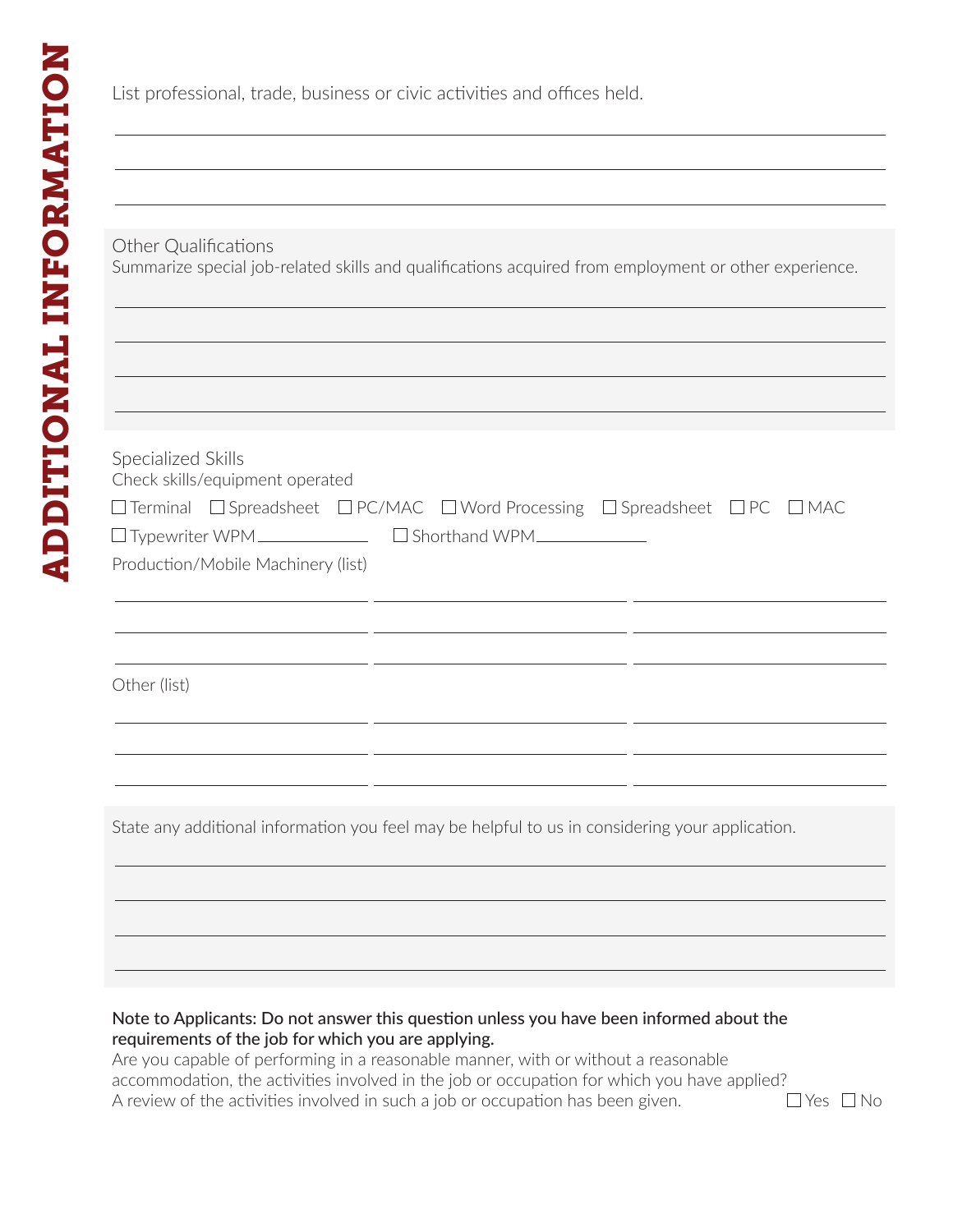# ADDITIONAL INFORMATION

List professional, trade, business or civic activities and offices held.

______________________________________________________________________

______________________________________________________________________

______________________________________________________________________

## Other Qualifications

Summarize special job-related skills and qualifications acquired from employment or other experience.

______________________________________________________________________

______________________________________________________________________

______________________________________________________________________

______________________________________________________________________

## Specialized Skills

Check skills/equipment operated

☐ Terminal ☐ Spreadsheet ☐ PC/MAC ☐ Word Processing ☐ Spreadsheet ☐ PC ☐ MAC

☐ Typewriter WPM__________ ☐ Shorthand WPM__________

Production/Mobile Machinery (list)

| | | |
|---|---|---|
| | | |
| | | |
| | | |

Other (list)

| | | |
|---|---|---|
| | | |
| | | |
| | | |

State any additional information you feel may be helpful to us in considering your application.

______________________________________________________________________

______________________________________________________________________

______________________________________________________________________

______________________________________________________________________

**Note to Applicants: Do not answer this question unless you have been informed about the requirements of the job for which you are applying.**

Are you capable of performing in a reasonable manner, with or without a reasonable accommodation, the activities involved in the job or occupation for which you have applied? A review of the activities involved in such a job or occupation has been given. ☐ Yes ☐ No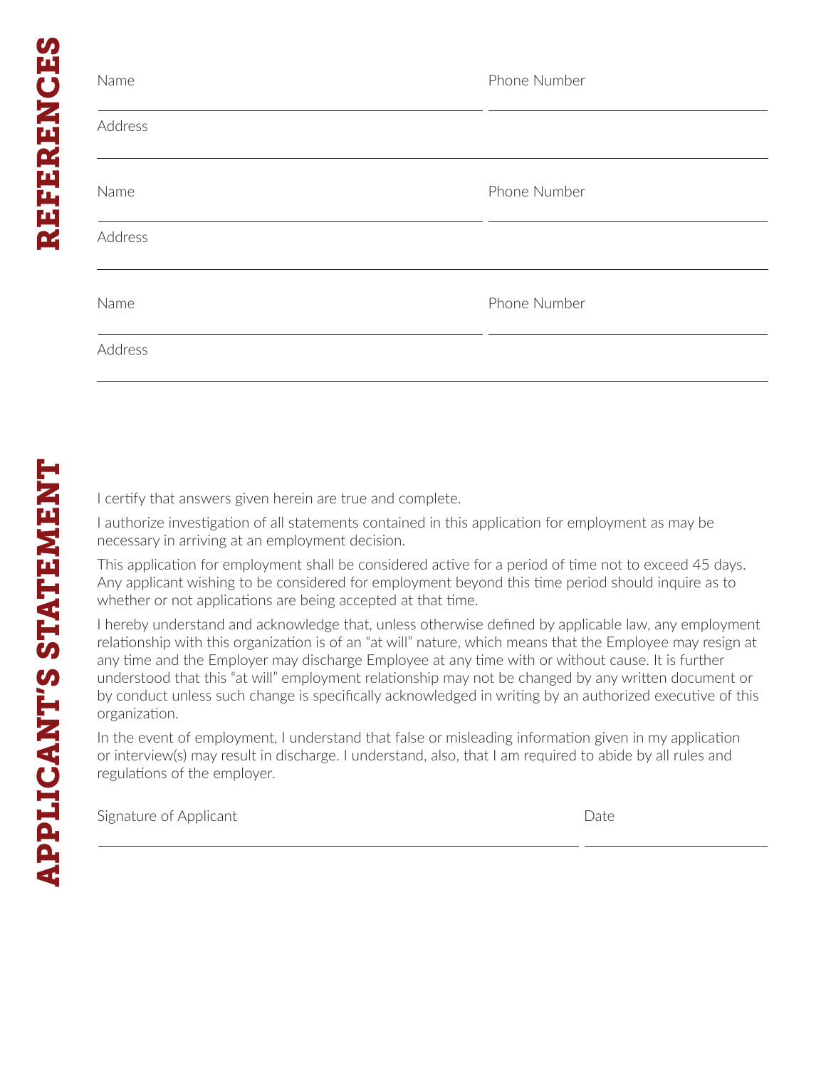## REFERENCES

Name ______________________ Phone Number ______________________

Address ______________________

Name ______________________ Phone Number ______________________

Address ______________________

Name ______________________ Phone Number ______________________

Address ______________________

## APPLICANT'S STATEMENT

I certify that answers given herein are true and complete.

I authorize investigation of all statements contained in this application for employment as may be necessary in arriving at an employment decision.

This application for employment shall be considered active for a period of time not to exceed 45 days. Any applicant wishing to be considered for employment beyond this time period should inquire as to whether or not applications are being accepted at that time.

I hereby understand and acknowledge that, unless otherwise defined by applicable law, any employment relationship with this organization is of an "at will" nature, which means that the Employee may resign at any time and the Employer may discharge Employee at any time with or without cause. It is further understood that this "at will" employment relationship may not be changed by any written document or by conduct unless such change is specifically acknowledged in writing by an authorized executive of this organization.

In the event of employment, I understand that false or misleading information given in my application or interview(s) may result in discharge. I understand, also, that I am required to abide by all rules and regulations of the employer.

Signature of Applicant ______________________ Date ______________________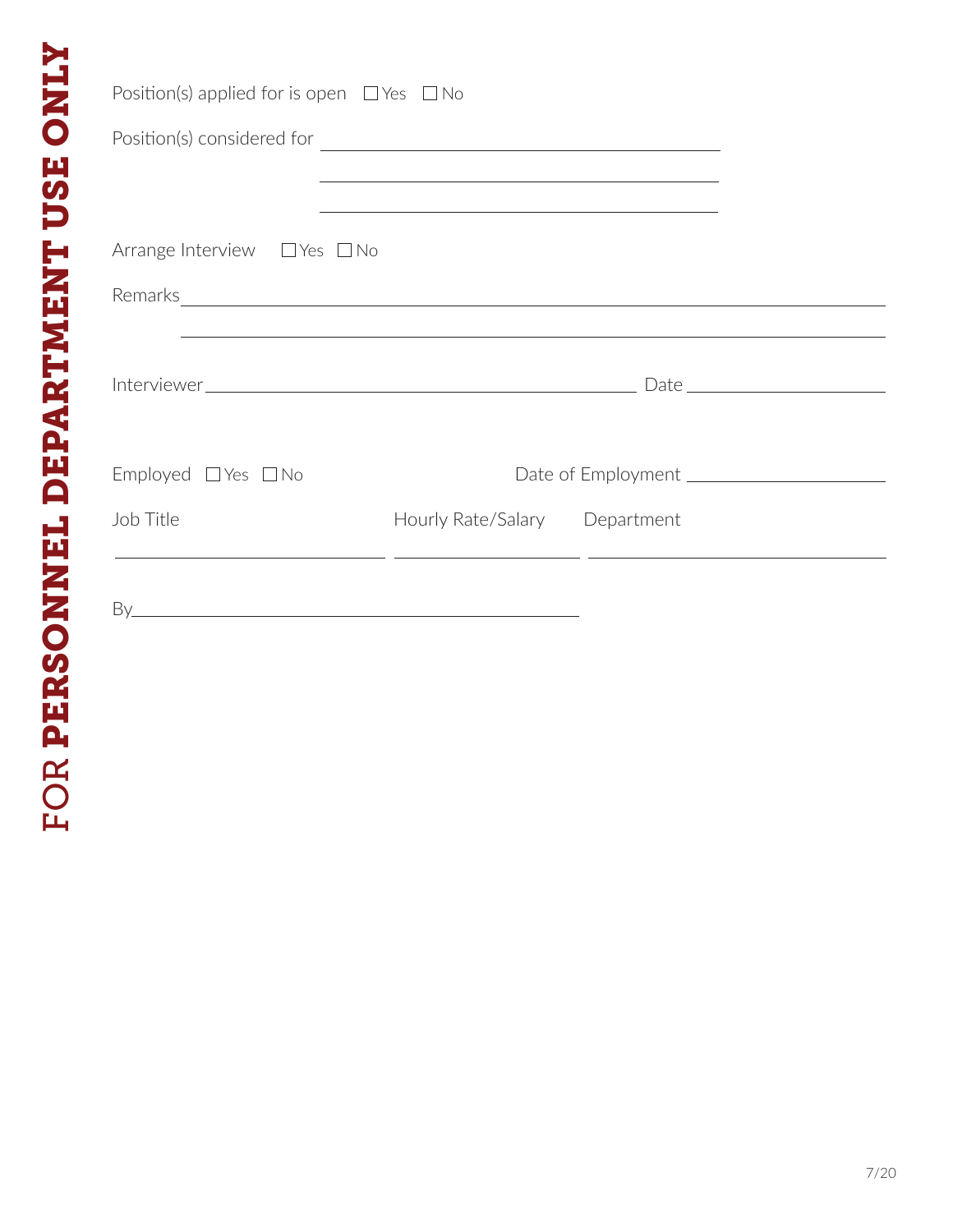## FOR PERSONNEL DEPARTMENT USE ONLY

Position(s) applied for is open ☐ Yes ☐ No

Position(s) considered for \_\_\_\_\_\_\_\_\_\_\_\_\_\_\_\_\_\_\_\_\_\_\_\_\_\_\_\_\_\_\_\_\_\_\_\_\_\_\_\_

\_\_\_\_\_\_\_\_\_\_\_\_\_\_\_\_\_\_\_\_\_\_\_\_\_\_\_\_\_\_\_\_\_\_\_\_\_\_\_\_

\_\_\_\_\_\_\_\_\_\_\_\_\_\_\_\_\_\_\_\_\_\_\_\_\_\_\_\_\_\_\_\_\_\_\_\_\_\_\_\_

Arrange Interview ☐ Yes ☐ No

Remarks \_\_\_\_\_\_\_\_\_\_\_\_\_\_\_\_\_\_\_\_\_\_\_\_\_\_\_\_\_\_\_\_\_\_\_\_\_\_\_\_\_\_\_\_\_\_\_\_\_\_\_\_\_\_\_\_\_\_\_\_\_\_\_\_\_\_

\_\_\_\_\_\_\_\_\_\_\_\_\_\_\_\_\_\_\_\_\_\_\_\_\_\_\_\_\_\_\_\_\_\_\_\_\_\_\_\_\_\_\_\_\_\_\_\_\_\_\_\_\_\_\_\_\_\_\_\_\_\_\_\_\_\_

Interviewer \_\_\_\_\_\_\_\_\_\_\_\_\_\_\_\_\_\_\_\_\_\_\_\_\_\_\_\_\_\_\_\_\_\_\_\_\_\_\_\_ Date \_\_\_\_\_\_\_\_\_\_\_\_\_\_\_\_\_\_\_\_

Employed ☐ Yes ☐ No Date of Employment \_\_\_\_\_\_\_\_\_\_\_\_\_\_\_\_\_\_\_\_

| Job Title | Hourly Rate/Salary | Department |
|---|---|---|
| | | |

By \_\_\_\_\_\_\_\_\_\_\_\_\_\_\_\_\_\_\_\_\_\_\_\_\_\_\_\_\_\_\_\_\_\_\_\_\_\_\_\_\_\_\_\_

7/20